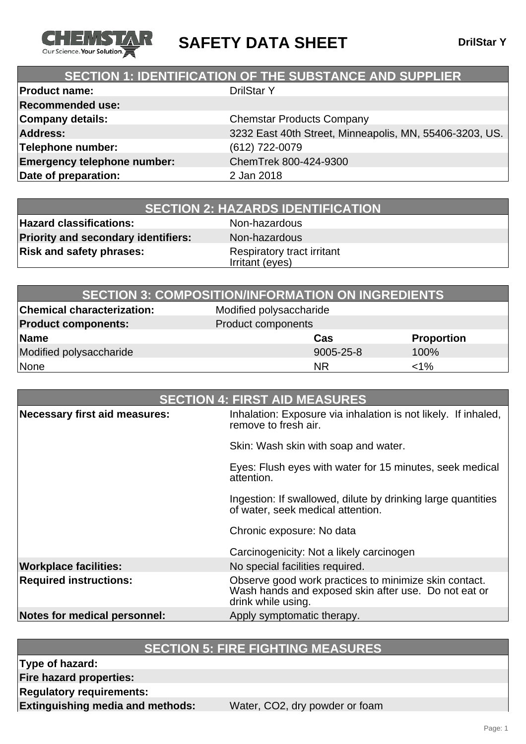# SAFETY DATA SHEET

**DrilStar Y**

## SECTION 1: IDENTIFICATION OF THE SUBSTANCE AND SUPPLIER

| | |
|---|---|
| **Product name:** | DrilStar Y |
| **Recommended use:** | |
| **Company details:** | Chemstar Products Company |
| **Address:** | 3232 East 40th Street, Minneapolis, MN, 55406-3203, US. |
| **Telephone number:** | (612) 722-0079 |
| **Emergency telephone number:** | ChemTrek 800-424-9300 |
| **Date of preparation:** | 2 Jan 2018 |

## SECTION 2: HAZARDS IDENTIFICATION

| | |
|---|---|
| **Hazard classifications:** | Non-hazardous |
| **Priority and secondary identifiers:** | Non-hazardous |
| **Risk and safety phrases:** | Respiratory tract irritant<br>Irritant (eyes) |

## SECTION 3: COMPOSITION/INFORMATION ON INGREDIENTS

**Chemical characterization:** Modified polysaccharide

**Product components:** Product components

| Name | Cas | Proportion |
|---|---|---|
| Modified polysaccharide | 9005-25-8 | 100% |
| None | NR | <1% |

## SECTION 4: FIRST AID MEASURES

**Necessary first aid measures:**

Inhalation: Exposure via inhalation is not likely. If inhaled, remove to fresh air.

Skin: Wash skin with soap and water.

Eyes: Flush eyes with water for 15 minutes, seek medical attention.

Ingestion: If swallowed, dilute by drinking large quantities of water, seek medical attention.

Chronic exposure: No data

Carcinogenicity: Not a likely carcinogen

| | |
|---|---|
| **Workplace facilities:** | No special facilities required. |
| **Required instructions:** | Observe good work practices to minimize skin contact. Wash hands and exposed skin after use. Do not eat or drink while using. |
| **Notes for medical personnel:** | Apply symptomatic therapy. |

## SECTION 5: FIRE FIGHTING MEASURES

| | |
|---|---|
| **Type of hazard:** | |
| **Fire hazard properties:** | |
| **Regulatory requirements:** | |
| **Extinguishing media and methods:** | Water, $CO_2$, dry powder or foam |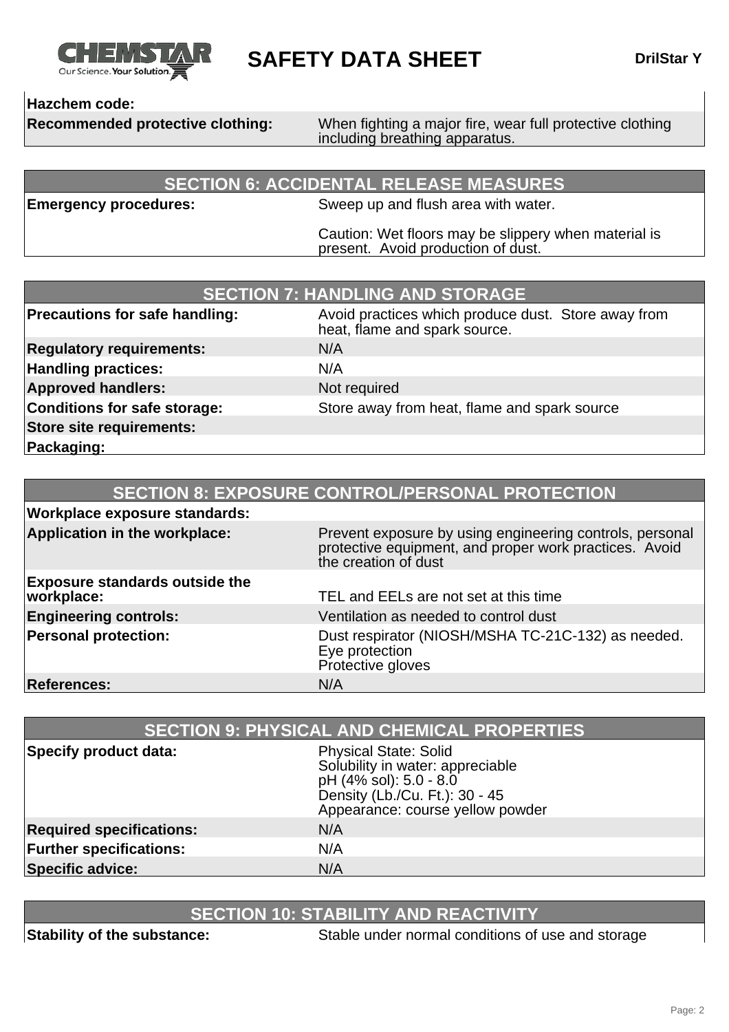| | |
|---|---|
| **Hazchem code:** | |
| **Recommended protective clothing:** | When fighting a major fire, wear full protective clothing including breathing apparatus. |

## SECTION 6: ACCIDENTAL RELEASE MEASURES

| | |
|---|---|
| **Emergency procedures:** | Sweep up and flush area with water.<br><br>Caution: Wet floors may be slippery when material is present. Avoid production of dust. |

## SECTION 7: HANDLING AND STORAGE

| | |
|---|---|
| **Precautions for safe handling:** | Avoid practices which produce dust. Store away from heat, flame and spark source. |
| **Regulatory requirements:** | N/A |
| **Handling practices:** | N/A |
| **Approved handlers:** | Not required |
| **Conditions for safe storage:** | Store away from heat, flame and spark source |
| **Store site requirements:** | |
| **Packaging:** | |

## SECTION 8: EXPOSURE CONTROL/PERSONAL PROTECTION

| | |
|---|---|
| **Workplace exposure standards:** | |
| **Application in the workplace:** | Prevent exposure by using engineering controls, personal protective equipment, and proper work practices. Avoid the creation of dust |
| **Exposure standards outside the workplace:** | TEL and EELs are not set at this time |
| **Engineering controls:** | Ventilation as needed to control dust |
| **Personal protection:** | Dust respirator (NIOSH/MSHA TC-21C-132) as needed.<br>Eye protection<br>Protective gloves |
| **References:** | N/A |

## SECTION 9: PHYSICAL AND CHEMICAL PROPERTIES

| | |
|---|---|
| **Specify product data:** | Physical State: Solid<br>Solubility in water: appreciable<br>pH (4% sol): 5.0 - 8.0<br>Density (Lb./Cu. Ft.): 30 - 45<br>Appearance: course yellow powder |
| **Required specifications:** | N/A |
| **Further specifications:** | N/A |
| **Specific advice:** | N/A |

## SECTION 10: STABILITY AND REACTIVITY

| | |
|---|---|
| **Stability of the substance:** | Stable under normal conditions of use and storage |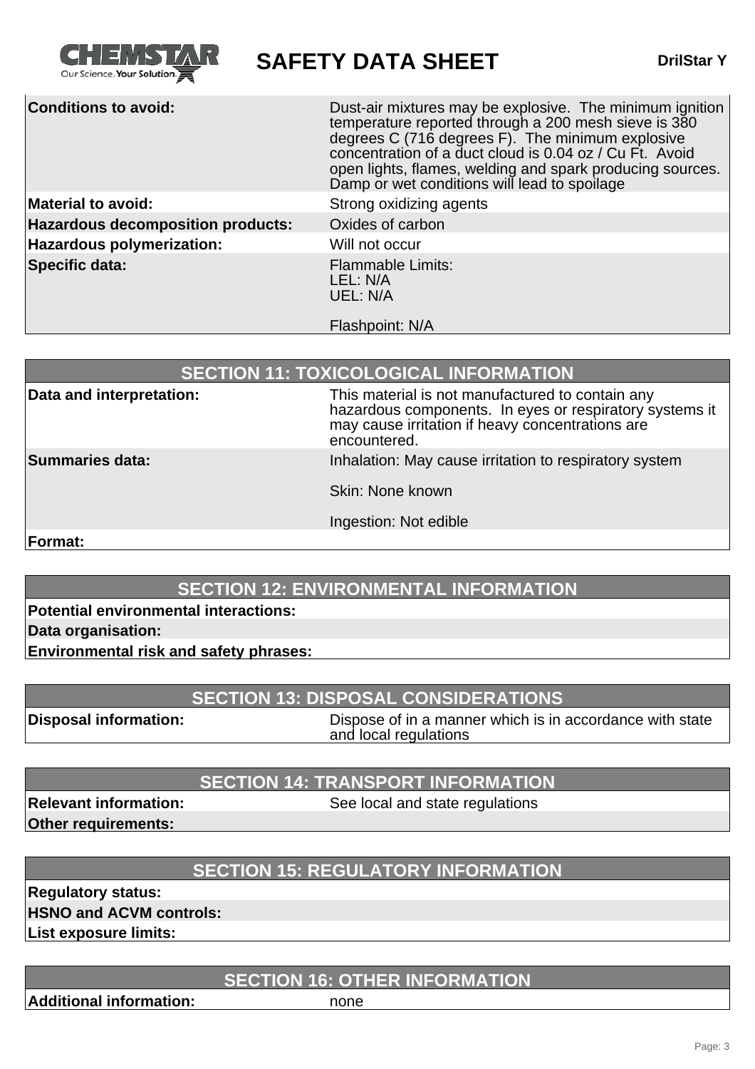| | |
|---|---|
| **Conditions to avoid:** | Dust-air mixtures may be explosive. The minimum ignition temperature reported through a 200 mesh sieve is 380 degrees C (716 degrees F). The minimum explosive concentration of a duct cloud is 0.04 oz / Cu Ft. Avoid open lights, flames, welding and spark producing sources. Damp or wet conditions will lead to spoilage |
| **Material to avoid:** | Strong oxidizing agents |
| **Hazardous decomposition products:** | Oxides of carbon |
| **Hazardous polymerization:** | Will not occur |
| **Specific data:** | Flammable Limits:<br>LEL: N/A<br>UEL: N/A<br><br>Flashpoint: N/A |

## SECTION 11: TOXICOLOGICAL INFORMATION

| | |
|---|---|
| **Data and interpretation:** | This material is not manufactured to contain any hazardous components. In eyes or respiratory systems it may cause irritation if heavy concentrations are encountered. |
| **Summaries data:** | Inhalation: May cause irritation to respiratory system<br><br>Skin: None known<br><br>Ingestion: Not edible |
| **Format:** | |

## SECTION 12: ENVIRONMENTAL INFORMATION

| | |
|---|---|
| **Potential environmental interactions:** | |
| **Data organisation:** | |
| **Environmental risk and safety phrases:** | |

## SECTION 13: DISPOSAL CONSIDERATIONS

| | |
|---|---|
| **Disposal information:** | Dispose of in a manner which is in accordance with state and local regulations |

## SECTION 14: TRANSPORT INFORMATION

| | |
|---|---|
| **Relevant information:** | See local and state regulations |
| **Other requirements:** | |

## SECTION 15: REGULATORY INFORMATION

| | |
|---|---|
| **Regulatory status:** | |
| **HSNO and ACVM controls:** | |
| **List exposure limits:** | |

## SECTION 16: OTHER INFORMATION

| | |
|---|---|
| **Additional information:** | none |